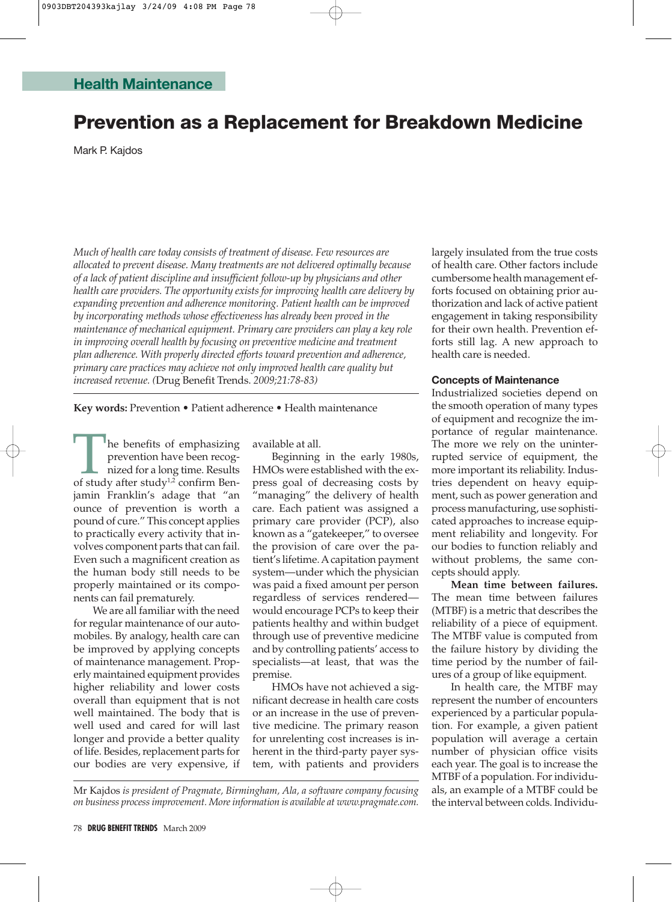Health Maintenance

# Prevention as a Replacement for Breakdown Medicine

Mark P. Kajdos

*Much of health care today consists of treatment of disease. Few resources are allocated to prevent disease. Many treatments are not delivered optimally because of a lack of patient discipline and insufficient follow-up by physicians and other health care providers. The opportunity exists for improving health care delivery by expanding prevention and adherence monitoring. Patient health can be improved by incorporating methods whose effectiveness has already been proved in the maintenance of mechanical equipment. Primary care providers can play a key role in improving overall health by focusing on preventive medicine and treatment plan adherence. With properly directed efforts toward prevention and adherence, primary care practices may achieve not only improved health care quality but increased revenue. (*Drug Benefit Trends. *2009;21:78-83)*

**Key words:** Prevention • Patient adherence • Health maintenance

The benefits of emphasizing prevention have been recognized for a long time. Results of study after study[1,2] confirm Benjamin Franklin's adage that "an ounce of prevention is worth a pound of cure." This concept applies to practically every activity that involves component parts that can fail. Even such a magnificent creation as the human body still needs to be properly maintained or its components can fail prematurely.

We are all familiar with the need for regular maintenance of our automobiles. By analogy, health care can be improved by applying concepts of maintenance management. Properly maintained equipment provides higher reliability and lower costs overall than equipment that is not well maintained. The body that is well used and cared for will last longer and provide a better quality of life. Besides, replacement parts for our bodies are very expensive, if available at all.

Beginning in the early 1980s, HMOs were established with the express goal of decreasing costs by "managing" the delivery of health care. Each patient was assigned a primary care provider (PCP), also known as a "gatekeeper," to oversee the provision of care over the patient's lifetime. A capitation payment system—under which the physician was paid a fixed amount per person regardless of services rendered—would encourage PCPs to keep their patients healthy and within budget through use of preventive medicine and by controlling patients' access to specialists—at least, that was the premise.

HMOs have not achieved a significant decrease in health care costs or an increase in the use of preventive medicine. The primary reason for unrelenting cost increases is inherent in the third-party payer system, with patients and providers largely insulated from the true costs of health care. Other factors include cumbersome health management efforts focused on obtaining prior authorization and lack of active patient engagement in taking responsibility for their own health. Prevention efforts still lag. A new approach to health care is needed.

## Concepts of Maintenance

Industrialized societies depend on the smooth operation of many types of equipment and recognize the importance of regular maintenance. The more we rely on the uninterrupted service of equipment, the more important its reliability. Industries dependent on heavy equipment, such as power generation and process manufacturing, use sophisticated approaches to increase equipment reliability and longevity. For our bodies to function reliably and without problems, the same concepts should apply.

**Mean time between failures.** The mean time between failures (MTBF) is a metric that describes the reliability of a piece of equipment. The MTBF value is computed from the failure history by dividing the time period by the number of failures of a group of like equipment.

In health care, the MTBF may represent the number of encounters experienced by a particular population. For example, a given patient population will average a certain number of physician office visits each year. The goal is to increase the MTBF of a population. For individuals, an example of a MTBF could be the interval between colds. Individu-

Mr Kajdos *is president of Pragmate, Birmingham, Ala, a software company focusing on business process improvement. More information is available at www.pragmate.com.*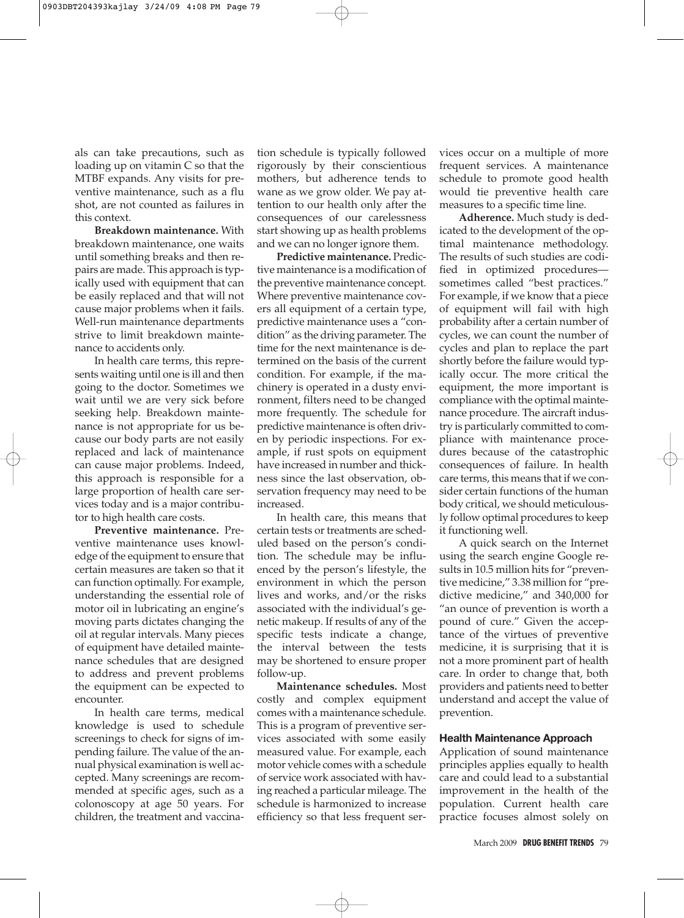als can take precautions, such as loading up on vitamin C so that the MTBF expands. Any visits for preventive maintenance, such as a flu shot, are not counted as failures in this context.

**Breakdown maintenance.** With breakdown maintenance, one waits until something breaks and then repairs are made. This approach is typically used with equipment that can be easily replaced and that will not cause major problems when it fails. Well-run maintenance departments strive to limit breakdown maintenance to accidents only.

In health care terms, this represents waiting until one is ill and then going to the doctor. Sometimes we wait until we are very sick before seeking help. Breakdown maintenance is not appropriate for us because our body parts are not easily replaced and lack of maintenance can cause major problems. Indeed, this approach is responsible for a large proportion of health care services today and is a major contributor to high health care costs.

**Preventive maintenance.** Preventive maintenance uses knowledge of the equipment to ensure that certain measures are taken so that it can function optimally. For example, understanding the essential role of motor oil in lubricating an engine's moving parts dictates changing the oil at regular intervals. Many pieces of equipment have detailed maintenance schedules that are designed to address and prevent problems the equipment can be expected to encounter.

In health care terms, medical knowledge is used to schedule screenings to check for signs of impending failure. The value of the annual physical examination is well accepted. Many screenings are recommended at specific ages, such as a colonoscopy at age 50 years. For children, the treatment and vaccination schedule is typically followed rigorously by their conscientious mothers, but adherence tends to wane as we grow older. We pay attention to our health only after the consequences of our carelessness start showing up as health problems and we can no longer ignore them.

**Predictive maintenance.** Predictive maintenance is a modification of the preventive maintenance concept. Where preventive maintenance covers all equipment of a certain type, predictive maintenance uses a "condition" as the driving parameter. The time for the next maintenance is determined on the basis of the current condition. For example, if the machinery is operated in a dusty environment, filters need to be changed more frequently. The schedule for predictive maintenance is often driven by periodic inspections. For example, if rust spots on equipment have increased in number and thickness since the last observation, observation frequency may need to be increased.

In health care, this means that certain tests or treatments are scheduled based on the person's condition. The schedule may be influenced by the person's lifestyle, the environment in which the person lives and works, and/or the risks associated with the individual's genetic makeup. If results of any of the specific tests indicate a change, the interval between the tests may be shortened to ensure proper follow-up.

**Maintenance schedules.** Most costly and complex equipment comes with a maintenance schedule. This is a program of preventive services associated with some easily measured value. For example, each motor vehicle comes with a schedule of service work associated with having reached a particular mileage. The schedule is harmonized to increase efficiency so that less frequent services occur on a multiple of more frequent services. A maintenance schedule to promote good health would tie preventive health care measures to a specific time line.

**Adherence.** Much study is dedicated to the development of the optimal maintenance methodology. The results of such studies are codified in optimized procedures—sometimes called "best practices." For example, if we know that a piece of equipment will fail with high probability after a certain number of cycles, we can count the number of cycles and plan to replace the part shortly before the failure would typically occur. The more critical the equipment, the more important is compliance with the optimal maintenance procedure. The aircraft industry is particularly committed to compliance with maintenance procedures because of the catastrophic consequences of failure. In health care terms, this means that if we consider certain functions of the human body critical, we should meticulously follow optimal procedures to keep it functioning well.

A quick search on the Internet using the search engine Google results in 10.5 million hits for "preventive medicine," 3.38 million for "predictive medicine," and 340,000 for "an ounce of prevention is worth a pound of cure." Given the acceptance of the virtues of preventive medicine, it is surprising that it is not a more prominent part of health care. In order to change that, both providers and patients need to better understand and accept the value of prevention.

### Health Maintenance Approach

Application of sound maintenance principles applies equally to health care and could lead to a substantial improvement in the health of the population. Current health care practice focuses almost solely on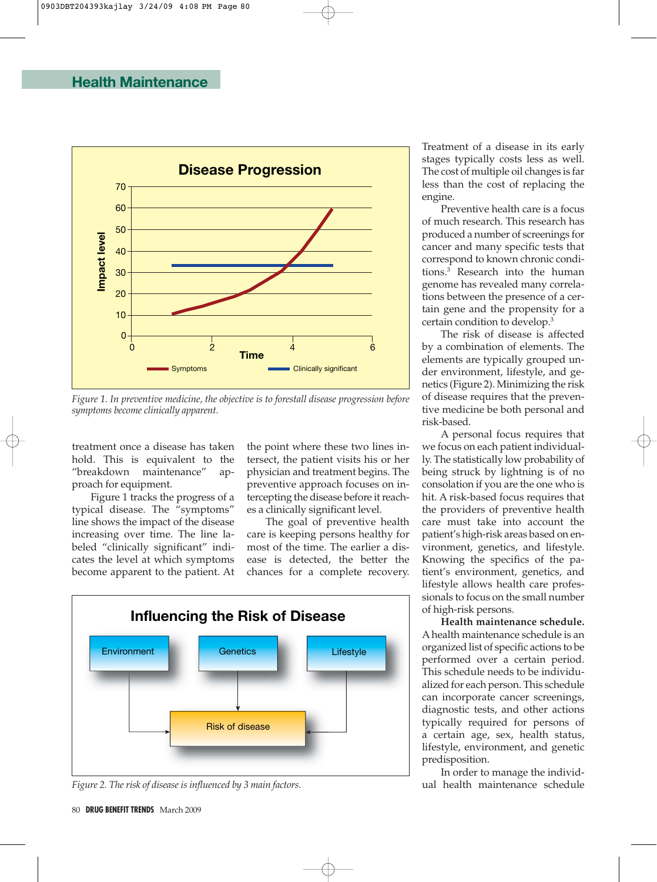## Health Maintenance

*Figure 1. In preventive medicine, the objective is to forestall disease progression before symptoms become clinically apparent.*

treatment once a disease has taken hold. This is equivalent to the "breakdown maintenance" approach for equipment.

Figure 1 tracks the progress of a typical disease. The "symptoms" line shows the impact of the disease increasing over time. The line labeled "clinically significant" indicates the level at which symptoms become apparent to the patient. At the point where these two lines intersect, the patient visits his or her physician and treatment begins. The preventive approach focuses on intercepting the disease before it reaches a clinically significant level.

The goal of preventive health care is keeping persons healthy for most of the time. The earlier a disease is detected, the better the chances for a complete recovery. Treatment of a disease in its early stages typically costs less as well. The cost of multiple oil changes is far less than the cost of replacing the engine.

Preventive health care is a focus of much research. This research has produced a number of screenings for cancer and many specific tests that correspond to known chronic conditions.[3] Research into the human genome has revealed many correlations between the presence of a certain gene and the propensity for a certain condition to develop.[3]

The risk of disease is affected by a combination of elements. The elements are typically grouped under environment, lifestyle, and genetics (Figure 2). Minimizing the risk of disease requires that the preventive medicine be both personal and risk-based.

A personal focus requires that we focus on each patient individually. The statistically low probability of being struck by lightning is of no consolation if you are the one who is hit. A risk-based focus requires that the providers of preventive health care must take into account the patient's high-risk areas based on environment, genetics, and lifestyle. Knowing the specifics of the patient's environment, genetics, and lifestyle allows health care professionals to focus on the small number of high-risk persons.

*Figure 2. The risk of disease is influenced by 3 main factors.*

**Health maintenance schedule.** A health maintenance schedule is an organized list of specific actions to be performed over a certain period. This schedule needs to be individualized for each person. This schedule can incorporate cancer screenings, diagnostic tests, and other actions typically required for persons of a certain age, sex, health status, lifestyle, environment, and genetic predisposition.

In order to manage the individual health maintenance schedule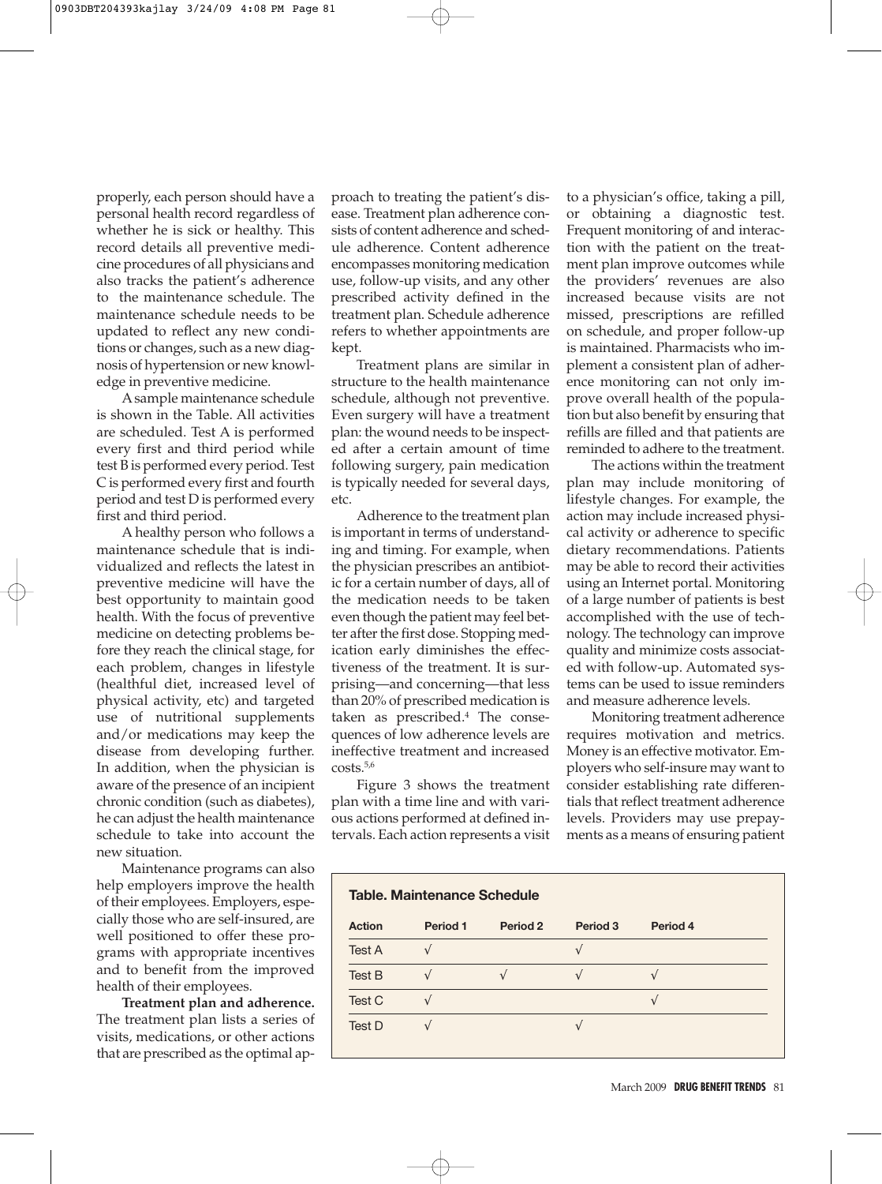properly, each person should have a personal health record regardless of whether he is sick or healthy. This record details all preventive medicine procedures of all physicians and also tracks the patient's adherence to the maintenance schedule. The maintenance schedule needs to be updated to reflect any new conditions or changes, such as a new diagnosis of hypertension or new knowledge in preventive medicine.

A sample maintenance schedule is shown in the Table. All activities are scheduled. Test A is performed every first and third period while test B is performed every period. Test C is performed every first and fourth period and test D is performed every first and third period.

A healthy person who follows a maintenance schedule that is individualized and reflects the latest in preventive medicine will have the best opportunity to maintain good health. With the focus of preventive medicine on detecting problems before they reach the clinical stage, for each problem, changes in lifestyle (healthful diet, increased level of physical activity, etc) and targeted use of nutritional supplements and/or medications may keep the disease from developing further. In addition, when the physician is aware of the presence of an incipient chronic condition (such as diabetes), he can adjust the health maintenance schedule to take into account the new situation.

Maintenance programs can also help employers improve the health of their employees. Employers, especially those who are self-insured, are well positioned to offer these programs with appropriate incentives and to benefit from the improved health of their employees.

**Treatment plan and adherence.** The treatment plan lists a series of visits, medications, or other actions that are prescribed as the optimal approach to treating the patient's disease. Treatment plan adherence consists of content adherence and schedule adherence. Content adherence encompasses monitoring medication use, follow-up visits, and any other prescribed activity defined in the treatment plan. Schedule adherence refers to whether appointments are kept.

Treatment plans are similar in structure to the health maintenance schedule, although not preventive. Even surgery will have a treatment plan: the wound needs to be inspected after a certain amount of time following surgery, pain medication is typically needed for several days, etc.

Adherence to the treatment plan is important in terms of understanding and timing. For example, when the physician prescribes an antibiotic for a certain number of days, all of the medication needs to be taken even though the patient may feel better after the first dose. Stopping medication early diminishes the effectiveness of the treatment. It is surprising—and concerning—that less than 20% of prescribed medication is taken as prescribed.[4] The consequences of low adherence levels are ineffective treatment and increased costs.[5,6]

Figure 3 shows the treatment plan with a time line and with various actions performed at defined intervals. Each action represents a visit to a physician's office, taking a pill, or obtaining a diagnostic test. Frequent monitoring of and interaction with the patient on the treatment plan improve outcomes while the providers' revenues are also increased because visits are not missed, prescriptions are refilled on schedule, and proper follow-up is maintained. Pharmacists who implement a consistent plan of adherence monitoring can not only improve overall health of the population but also benefit by ensuring that refills are filled and that patients are reminded to adhere to the treatment.

The actions within the treatment plan may include monitoring of lifestyle changes. For example, the action may include increased physical activity or adherence to specific dietary recommendations. Patients may be able to record their activities using an Internet portal. Monitoring of a large number of patients is best accomplished with the use of technology. The technology can improve quality and minimize costs associated with follow-up. Automated systems can be used to issue reminders and measure adherence levels.

Monitoring treatment adherence requires motivation and metrics. Money is an effective motivator. Employers who self-insure may want to consider establishing rate differentials that reflect treatment adherence levels. Providers may use prepayments as a means of ensuring patient

**Table. Maintenance Schedule**

| Action | Period 1 | Period 2 | Period 3 | Period 4 |
|---|---|---|---|---|
| Test A | √ | | √ | |
| Test B | √ | √ | √ | √ |
| Test C | √ | | | √ |
| Test D | √ | | √ | |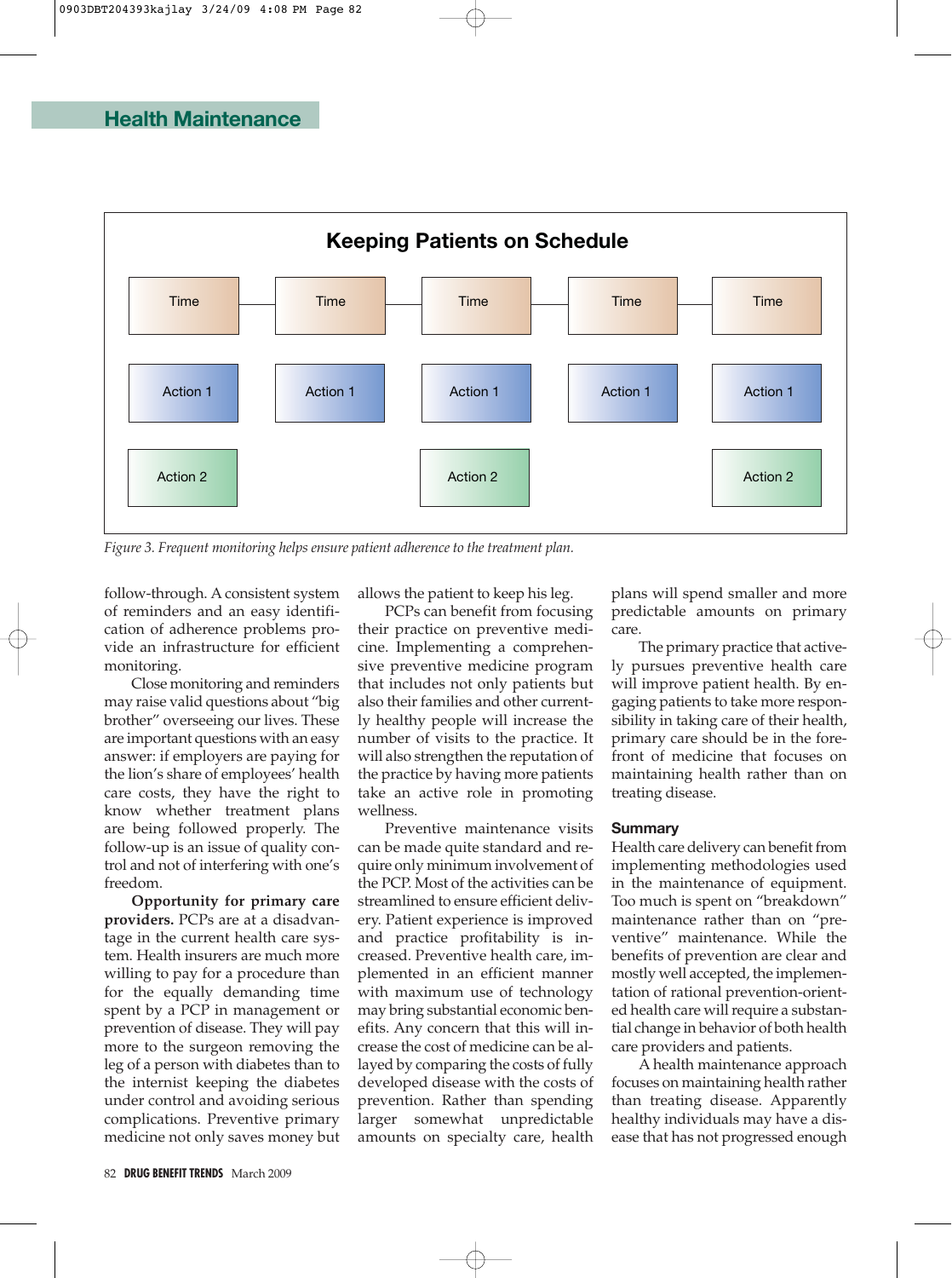**Keeping Patients on Schedule**

| Time | Time | Time | Time | Time |
|---|---|---|---|---|
| Action 1 | Action 1 | Action 1 | Action 1 | Action 1 |
| Action 2 | | Action 2 | | Action 2 |

*Figure 3. Frequent monitoring helps ensure patient adherence to the treatment plan.*

follow-through. A consistent system of reminders and an easy identification of adherence problems provide an infrastructure for efficient monitoring.

Close monitoring and reminders may raise valid questions about "big brother" overseeing our lives. These are important questions with an easy answer: if employers are paying for the lion's share of employees' health care costs, they have the right to know whether treatment plans are being followed properly. The follow-up is an issue of quality control and not of interfering with one's freedom.

**Opportunity for primary care providers.** PCPs are at a disadvantage in the current health care system. Health insurers are much more willing to pay for a procedure than for the equally demanding time spent by a PCP in management or prevention of disease. They will pay more to the surgeon removing the leg of a person with diabetes than to the internist keeping the diabetes under control and avoiding serious complications. Preventive primary medicine not only saves money but allows the patient to keep his leg.

PCPs can benefit from focusing their practice on preventive medicine. Implementing a comprehensive preventive medicine program that includes not only patients but also their families and other currently healthy people will increase the number of visits to the practice. It will also strengthen the reputation of the practice by having more patients take an active role in promoting wellness.

Preventive maintenance visits can be made quite standard and require only minimum involvement of the PCP. Most of the activities can be streamlined to ensure efficient delivery. Patient experience is improved and practice profitability is increased. Preventive health care, implemented in an efficient manner with maximum use of technology may bring substantial economic benefits. Any concern that this will increase the cost of medicine can be allayed by comparing the costs of fully developed disease with the costs of prevention. Rather than spending larger somewhat unpredictable amounts on specialty care, health plans will spend smaller and more predictable amounts on primary care.

The primary practice that actively pursues preventive health care will improve patient health. By engaging patients to take more responsibility in taking care of their health, primary care should be in the forefront of medicine that focuses on maintaining health rather than on treating disease.

## Summary

Health care delivery can benefit from implementing methodologies used in the maintenance of equipment. Too much is spent on "breakdown" maintenance rather than on "preventive" maintenance. While the benefits of prevention are clear and mostly well accepted, the implementation of rational prevention-oriented health care will require a substantial change in behavior of both health care providers and patients.

A health maintenance approach focuses on maintaining health rather than treating disease. Apparently healthy individuals may have a disease that has not progressed enough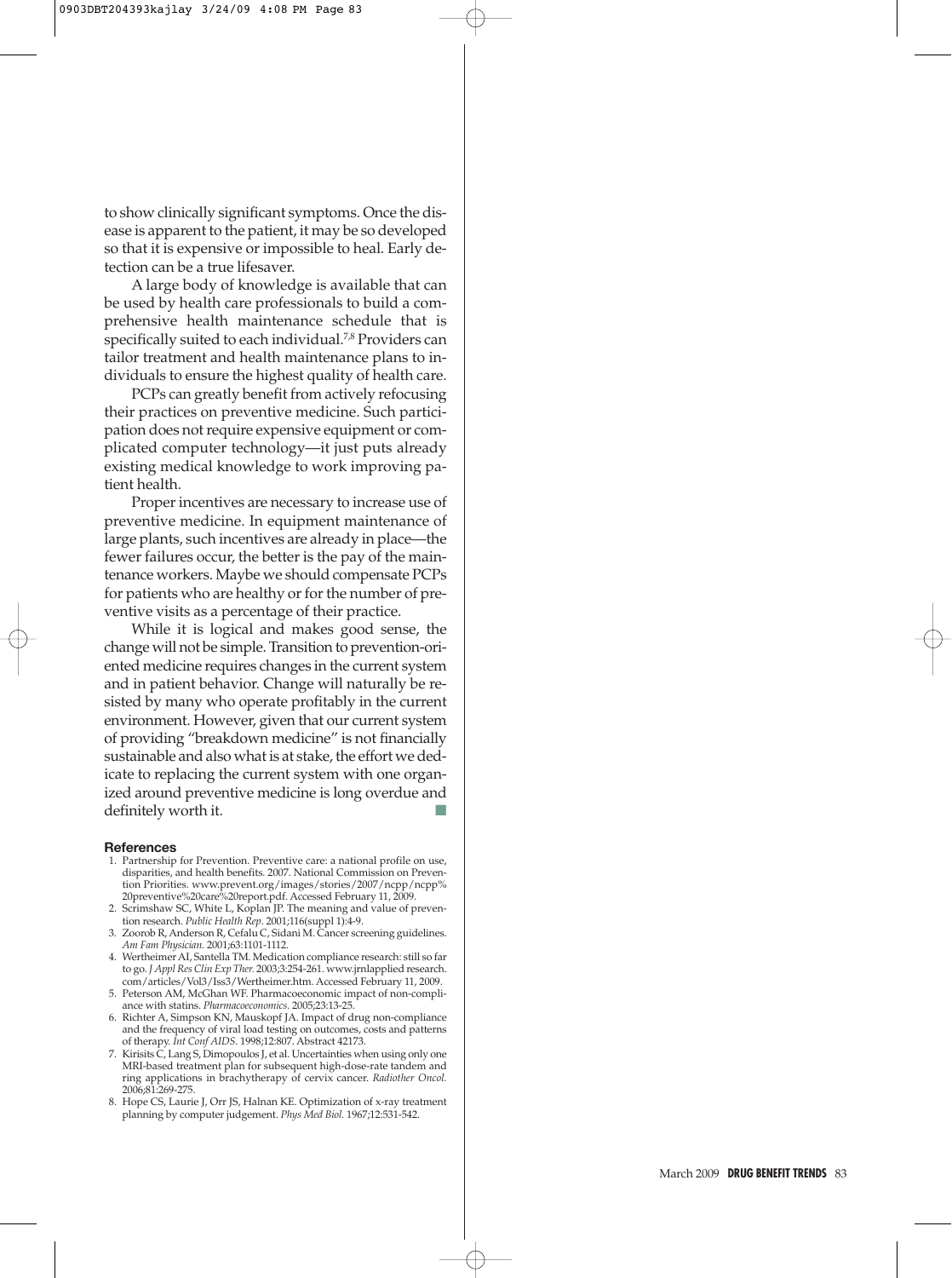to show clinically significant symptoms. Once the disease is apparent to the patient, it may be so developed so that it is expensive or impossible to heal. Early detection can be a true lifesaver.

A large body of knowledge is available that can be used by health care professionals to build a comprehensive health maintenance schedule that is specifically suited to each individual.[7,8] Providers can tailor treatment and health maintenance plans to individuals to ensure the highest quality of health care.

PCPs can greatly benefit from actively refocusing their practices on preventive medicine. Such participation does not require expensive equipment or complicated computer technology—it just puts already existing medical knowledge to work improving patient health.

Proper incentives are necessary to increase use of preventive medicine. In equipment maintenance of large plants, such incentives are already in place—the fewer failures occur, the better is the pay of the maintenance workers. Maybe we should compensate PCPs for patients who are healthy or for the number of preventive visits as a percentage of their practice.

While it is logical and makes good sense, the change will not be simple. Transition to prevention-oriented medicine requires changes in the current system and in patient behavior. Change will naturally be resisted by many who operate profitably in the current environment. However, given that our current system of providing "breakdown medicine" is not financially sustainable and also what is at stake, the effort we dedicate to replacing the current system with one organized around preventive medicine is long overdue and definitely worth it. ■

## References

1. Partnership for Prevention. Preventive care: a national profile on use, disparities, and health benefits. 2007. National Commission on Prevention Priorities. www.prevent.org/images/stories/2007/ncpp/ncpp%20preventive%20care%20report.pdf. Accessed February 11, 2009.
2. Scrimshaw SC, White L, Koplan JP. The meaning and value of prevention research. *Public Health Rep.* 2001;116(suppl 1):4-9.
3. Zoorob R, Anderson R, Cefalu C, Sidani M. Cancer screening guidelines. *Am Fam Physician.* 2001;63:1101-1112.
4. Wertheimer AI, Santella TM. Medication compliance research: still so far to go. *J Appl Res Clin Exp Ther.* 2003;3:254-261. www.jrnlappliedresearch.com/articles/Vol3/Iss3/Wertheimer.htm. Accessed February 11, 2009.
5. Peterson AM, McGhan WF. Pharmacoeconomic impact of non-compliance with statins. *Pharmacoeconomics.* 2005;23:13-25.
6. Richter A, Simpson KN, Mauskopf JA. Impact of drug non-compliance and the frequency of viral load testing on outcomes, costs and patterns of therapy. *Int Conf AIDS.* 1998;12:807. Abstract 42173.
7. Kirisits C, Lang S, Dimopoulos J, et al. Uncertainties when using only one MRI-based treatment plan for subsequent high-dose-rate tandem and ring applications in brachytherapy of cervix cancer. *Radiother Oncol.* 2006;81:269-275.
8. Hope CS, Laurie J, Orr JS, Halnan KE. Optimization of x-ray treatment planning by computer judgement. *Phys Med Biol.* 1967;12:531-542.